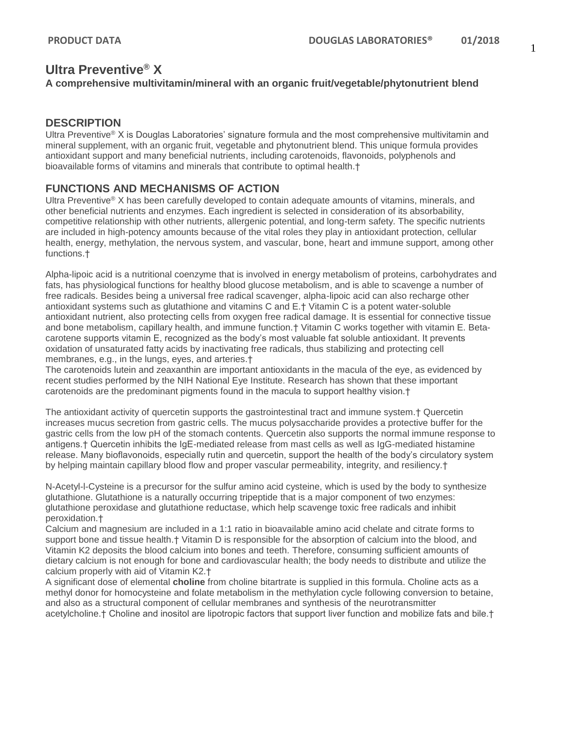# Ultra Preventive® X

**A comprehensive multivitamin/mineral with an organic fruit/vegetable/phytonutrient blend**

## DESCRIPTION

Ultra Preventive® X is Douglas Laboratories' signature formula and the most comprehensive multivitamin and mineral supplement, with an organic fruit, vegetable and phytonutrient blend. This unique formula provides antioxidant support and many beneficial nutrients, including carotenoids, flavonoids, polyphenols and bioavailable forms of vitamins and minerals that contribute to optimal health.†

## FUNCTIONS AND MECHANISMS OF ACTION

Ultra Preventive® X has been carefully developed to contain adequate amounts of vitamins, minerals, and other beneficial nutrients and enzymes. Each ingredient is selected in consideration of its absorbability, competitive relationship with other nutrients, allergenic potential, and long-term safety. The specific nutrients are included in high-potency amounts because of the vital roles they play in antioxidant protection, cellular health, energy, methylation, the nervous system, and vascular, bone, heart and immune support, among other functions.†

Alpha-lipoic acid is a nutritional coenzyme that is involved in energy metabolism of proteins, carbohydrates and fats, has physiological functions for healthy blood glucose metabolism, and is able to scavenge a number of free radicals. Besides being a universal free radical scavenger, alpha-lipoic acid can also recharge other antioxidant systems such as glutathione and vitamins C and E.† Vitamin C is a potent water-soluble antioxidant nutrient, also protecting cells from oxygen free radical damage. It is essential for connective tissue and bone metabolism, capillary health, and immune function.† Vitamin C works together with vitamin E. Beta-carotene supports vitamin E, recognized as the body's most valuable fat soluble antioxidant. It prevents oxidation of unsaturated fatty acids by inactivating free radicals, thus stabilizing and protecting cell membranes, e.g., in the lungs, eyes, and arteries.†
The carotenoids lutein and zeaxanthin are important antioxidants in the macula of the eye, as evidenced by recent studies performed by the NIH National Eye Institute. Research has shown that these important carotenoids are the predominant pigments found in the macula to support healthy vision.†

The antioxidant activity of quercetin supports the gastrointestinal tract and immune system.† Quercetin increases mucus secretion from gastric cells. The mucus polysaccharide provides a protective buffer for the gastric cells from the low pH of the stomach contents. Quercetin also supports the normal immune response to antigens.† Quercetin inhibits the IgE-mediated release from mast cells as well as IgG-mediated histamine release. Many bioflavonoids, especially rutin and quercetin, support the health of the body's circulatory system by helping maintain capillary blood flow and proper vascular permeability, integrity, and resiliency.†

N-Acetyl-l-Cysteine is a precursor for the sulfur amino acid cysteine, which is used by the body to synthesize glutathione. Glutathione is a naturally occurring tripeptide that is a major component of two enzymes: glutathione peroxidase and glutathione reductase, which help scavenge toxic free radicals and inhibit peroxidation.†
Calcium and magnesium are included in a 1:1 ratio in bioavailable amino acid chelate and citrate forms to support bone and tissue health.† Vitamin D is responsible for the absorption of calcium into the blood, and Vitamin K2 deposits the blood calcium into bones and teeth. Therefore, consuming sufficient amounts of dietary calcium is not enough for bone and cardiovascular health; the body needs to distribute and utilize the calcium properly with aid of Vitamin K2.†
A significant dose of elemental **choline** from choline bitartrate is supplied in this formula. Choline acts as a methyl donor for homocysteine and folate metabolism in the methylation cycle following conversion to betaine, and also as a structural component of cellular membranes and synthesis of the neurotransmitter acetylcholine.† Choline and inositol are lipotropic factors that support liver function and mobilize fats and bile.†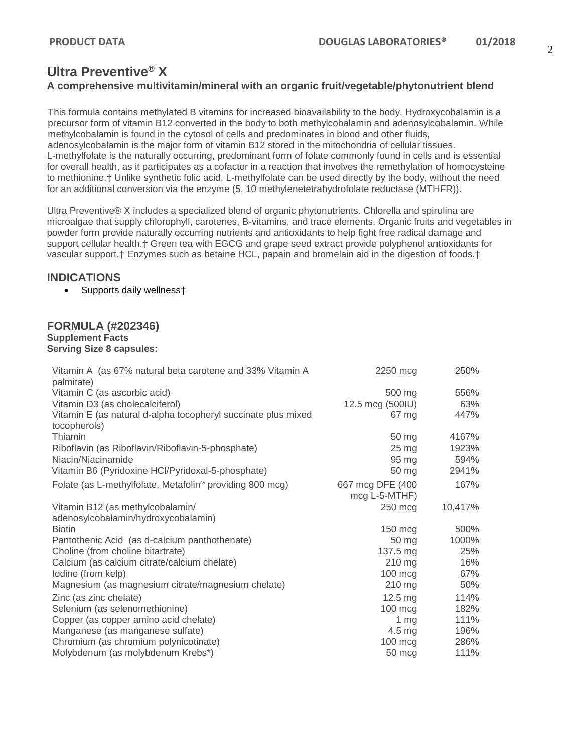# Ultra Preventive® X

**A comprehensive multivitamin/mineral with an organic fruit/vegetable/phytonutrient blend**

This formula contains methylated B vitamins for increased bioavailability to the body. Hydroxycobalamin is a precursor form of vitamin B12 converted in the body to both methylcobalamin and adenosylcobalamin. While methylcobalamin is found in the cytosol of cells and predominates in blood and other fluids, adenosylcobalamin is the major form of vitamin B12 stored in the mitochondria of cellular tissues. L-methylfolate is the naturally occurring, predominant form of folate commonly found in cells and is essential for overall health, as it participates as a cofactor in a reaction that involves the remethylation of homocysteine to methionine.† Unlike synthetic folic acid, L-methylfolate can be used directly by the body, without the need for an additional conversion via the enzyme (5, 10 methylenetetrahydrofolate reductase (MTHFR)).

Ultra Preventive® X includes a specialized blend of organic phytonutrients. Chlorella and spirulina are microalgae that supply chlorophyll, carotenes, B-vitamins, and trace elements. Organic fruits and vegetables in powder form provide naturally occurring nutrients and antioxidants to help fight free radical damage and support cellular health.† Green tea with EGCG and grape seed extract provide polyphenol antioxidants for vascular support.† Enzymes such as betaine HCL, papain and bromelain aid in the digestion of foods.†

## INDICATIONS

- Supports daily wellness†

## FORMULA (#202346)

**Supplement Facts**
**Serving Size 8 capsules:**

| Nutrient | Amount | % |
|---|---|---|
| Vitamin A (as 67% natural beta carotene and 33% Vitamin A palmitate) | 2250 mcg | 250% |
| Vitamin C (as ascorbic acid) | 500 mg | 556% |
| Vitamin D3 (as cholecalciferol) | 12.5 mcg (500IU) | 63% |
| Vitamin E (as natural d-alpha tocopheryl succinate plus mixed tocopherols) | 67 mg | 447% |
| Thiamin | 50 mg | 4167% |
| Riboflavin (as Riboflavin/Riboflavin-5-phosphate) | 25 mg | 1923% |
| Niacin/Niacinamide | 95 mg | 594% |
| Vitamin B6 (Pyridoxine HCl/Pyridoxal-5-phosphate) | 50 mg | 2941% |
| Folate (as L-methylfolate, Metafolin® providing 800 mcg) | 667 mcg DFE (400 mcg L-5-MTHF) | 167% |
| Vitamin B12 (as methylcobalamin/ adenosylcobalamin/hydroxycobalamin) | 250 mcg | 10,417% |
| Biotin | 150 mcg | 500% |
| Pantothenic Acid (as d-calcium panthothenate) | 50 mg | 1000% |
| Choline (from choline bitartrate) | 137.5 mg | 25% |
| Calcium (as calcium citrate/calcium chelate) | 210 mg | 16% |
| Iodine (from kelp) | 100 mcg | 67% |
| Magnesium (as magnesium citrate/magnesium chelate) | 210 mg | 50% |
| Zinc (as zinc chelate) | 12.5 mg | 114% |
| Selenium (as selenomethionine) | 100 mcg | 182% |
| Copper (as copper amino acid chelate) | 1 mg | 111% |
| Manganese (as manganese sulfate) | 4.5 mg | 196% |
| Chromium (as chromium polynicotinate) | 100 mcg | 286% |
| Molybdenum (as molybdenum Krebs*) | 50 mcg | 111% |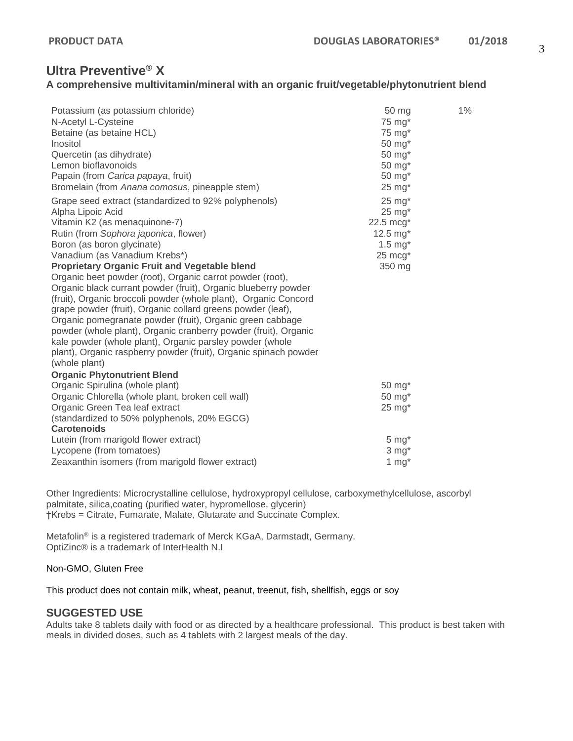## Ultra Preventive® X

**A comprehensive multivitamin/mineral with an organic fruit/vegetable/phytonutrient blend**

| | | |
|---|---|---|
| Potassium (as potassium chloride) | 50 mg | 1% |
| N-Acetyl L-Cysteine | 75 mg* | |
| Betaine (as betaine HCL) | 75 mg* | |
| Inositol | 50 mg* | |
| Quercetin (as dihydrate) | 50 mg* | |
| Lemon bioflavonoids | 50 mg* | |
| Papain (from *Carica papaya*, fruit) | 50 mg* | |
| Bromelain (from *Anana comosus*, pineapple stem) | 25 mg* | |
| Grape seed extract (standardized to 92% polyphenols) | 25 mg* | |
| Alpha Lipoic Acid | 25 mg* | |
| Vitamin K2 (as menaquinone-7) | 22.5 mcg* | |
| Rutin (from *Sophora japonica*, flower) | 12.5 mg* | |
| Boron (as boron glycinate) | 1.5 mg* | |
| Vanadium (as Vanadium Krebs*) | 25 mcg* | |
| **Proprietary Organic Fruit and Vegetable blend** | 350 mg | |
| Organic beet powder (root), Organic carrot powder (root), Organic black currant powder (fruit), Organic blueberry powder (fruit), Organic broccoli powder (whole plant), Organic Concord grape powder (fruit), Organic collard greens powder (leaf), Organic pomegranate powder (fruit), Organic green cabbage powder (whole plant), Organic cranberry powder (fruit), Organic kale powder (whole plant), Organic parsley powder (whole plant), Organic raspberry powder (fruit), Organic spinach powder (whole plant) | | |
| **Organic Phytonutrient Blend** | | |
| Organic Spirulina (whole plant) | 50 mg* | |
| Organic Chlorella (whole plant, broken cell wall) | 50 mg* | |
| Organic Green Tea leaf extract (standardized to 50% polyphenols, 20% EGCG) | 25 mg* | |
| **Carotenoids** | | |
| Lutein (from marigold flower extract) | 5 mg* | |
| Lycopene (from tomatoes) | 3 mg* | |
| Zeaxanthin isomers (from marigold flower extract) | 1 mg* | |

Other Ingredients: Microcrystalline cellulose, hydroxypropyl cellulose, carboxymethylcellulose, ascorbyl palmitate, silica,coating (purified water, hypromellose, glycerin)
†Krebs = Citrate, Fumarate, Malate, Glutarate and Succinate Complex.

Metafolin® is a registered trademark of Merck KGaA, Darmstadt, Germany.
OptiZinc® is a trademark of InterHealth N.I

Non-GMO, Gluten Free

This product does not contain milk, wheat, peanut, treenut, fish, shellfish, eggs or soy

### SUGGESTED USE

Adults take 8 tablets daily with food or as directed by a healthcare professional. This product is best taken with meals in divided doses, such as 4 tablets with 2 largest meals of the day.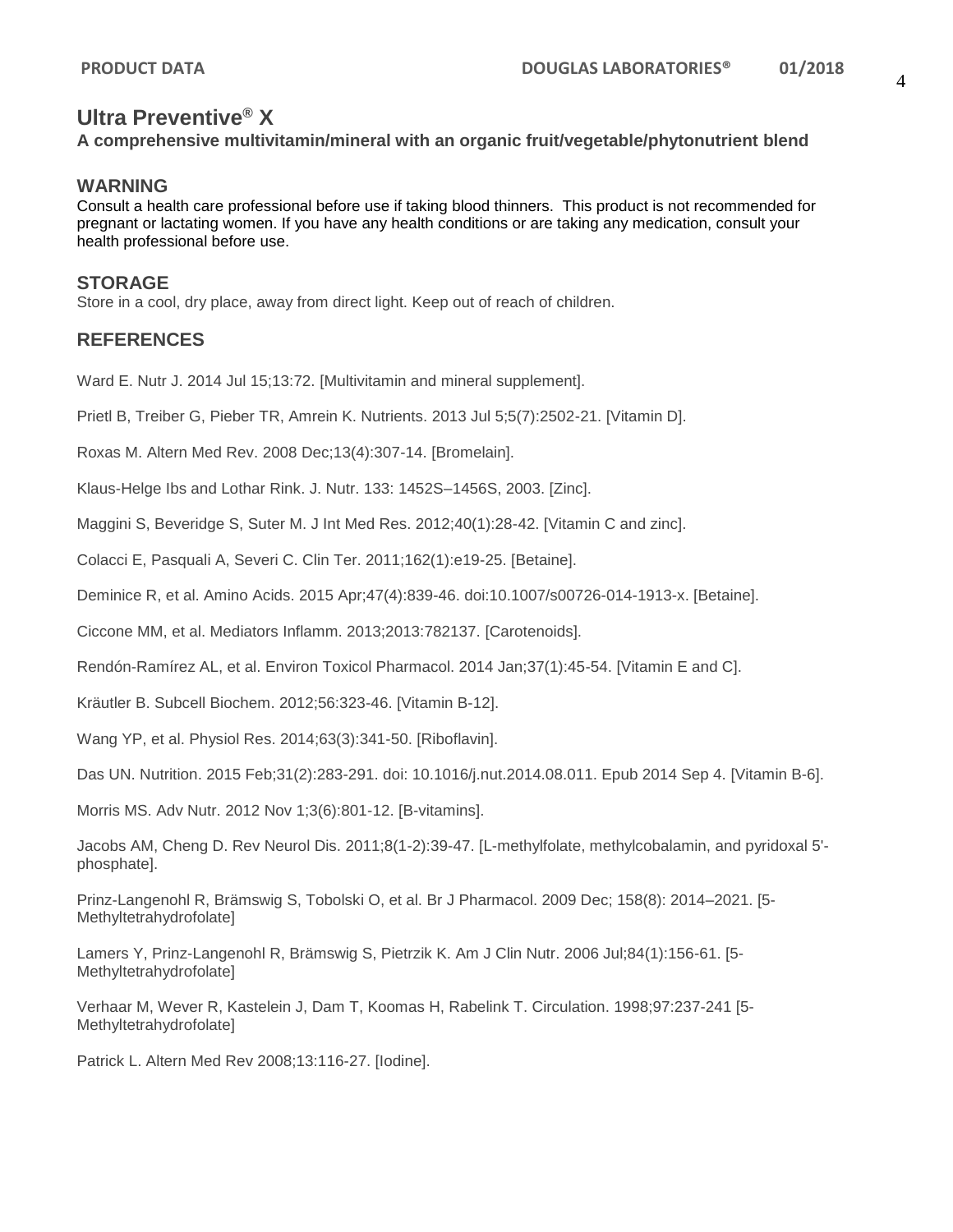# Ultra Preventive® X

**A comprehensive multivitamin/mineral with an organic fruit/vegetable/phytonutrient blend**

## WARNING

Consult a health care professional before use if taking blood thinners. This product is not recommended for pregnant or lactating women. If you have any health conditions or are taking any medication, consult your health professional before use.

## STORAGE

Store in a cool, dry place, away from direct light. Keep out of reach of children.

## REFERENCES

Ward E. Nutr J. 2014 Jul 15;13:72. [Multivitamin and mineral supplement].

Prietl B, Treiber G, Pieber TR, Amrein K. Nutrients. 2013 Jul 5;5(7):2502-21. [Vitamin D].

Roxas M. Altern Med Rev. 2008 Dec;13(4):307-14. [Bromelain].

Klaus-Helge Ibs and Lothar Rink. J. Nutr. 133: 1452S–1456S, 2003. [Zinc].

Maggini S, Beveridge S, Suter M. J Int Med Res. 2012;40(1):28-42. [Vitamin C and zinc].

Colacci E, Pasquali A, Severi C. Clin Ter. 2011;162(1):e19-25. [Betaine].

Deminice R, et al. Amino Acids. 2015 Apr;47(4):839-46. doi:10.1007/s00726-014-1913-x. [Betaine].

Ciccone MM, et al. Mediators Inflamm. 2013;2013:782137. [Carotenoids].

Rendón-Ramírez AL, et al. Environ Toxicol Pharmacol. 2014 Jan;37(1):45-54. [Vitamin E and C].

Kräutler B. Subcell Biochem. 2012;56:323-46. [Vitamin B-12].

Wang YP, et al. Physiol Res. 2014;63(3):341-50. [Riboflavin].

Das UN. Nutrition. 2015 Feb;31(2):283-291. doi: 10.1016/j.nut.2014.08.011. Epub 2014 Sep 4. [Vitamin B-6].

Morris MS. Adv Nutr. 2012 Nov 1;3(6):801-12. [B-vitamins].

Jacobs AM, Cheng D. Rev Neurol Dis. 2011;8(1-2):39-47. [L-methylfolate, methylcobalamin, and pyridoxal 5'-phosphate].

Prinz-Langenohl R, Brämswig S, Tobolski O, et al. Br J Pharmacol. 2009 Dec; 158(8): 2014–2021. [5-Methyltetrahydrofolate]

Lamers Y, Prinz-Langenohl R, Brämswig S, Pietrzik K. Am J Clin Nutr. 2006 Jul;84(1):156-61. [5-Methyltetrahydrofolate]

Verhaar M, Wever R, Kastelein J, Dam T, Koomas H, Rabelink T. Circulation. 1998;97:237-241 [5-Methyltetrahydrofolate]

Patrick L. Altern Med Rev 2008;13:116-27. [Iodine].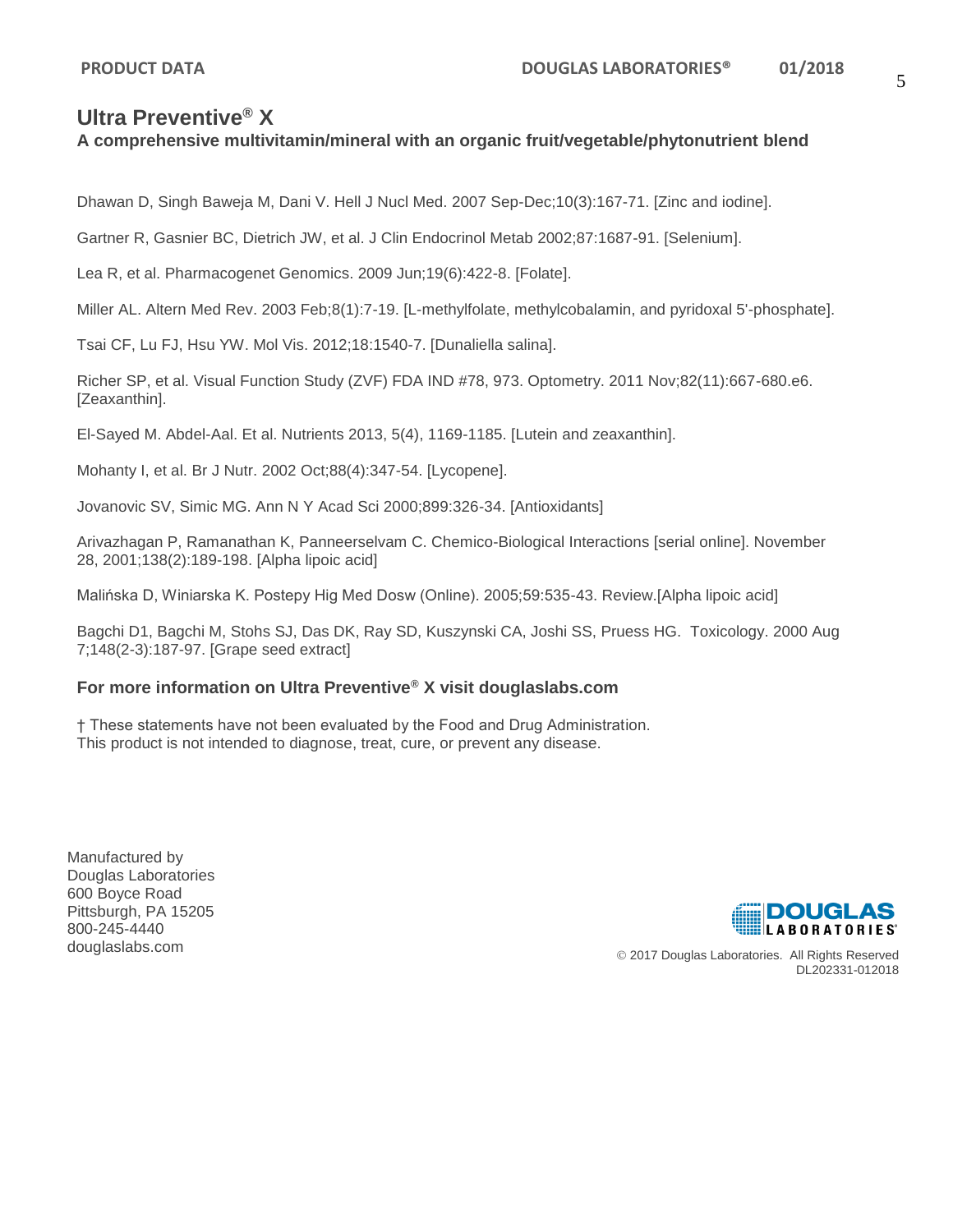## Ultra Preventive® X

**A comprehensive multivitamin/mineral with an organic fruit/vegetable/phytonutrient blend**

Dhawan D, Singh Baweja M, Dani V. Hell J Nucl Med. 2007 Sep-Dec;10(3):167-71. [Zinc and iodine].

Gartner R, Gasnier BC, Dietrich JW, et al. J Clin Endocrinol Metab 2002;87:1687-91. [Selenium].

Lea R, et al. Pharmacogenet Genomics. 2009 Jun;19(6):422-8. [Folate].

Miller AL. Altern Med Rev. 2003 Feb;8(1):7-19. [L-methylfolate, methylcobalamin, and pyridoxal 5'-phosphate].

Tsai CF, Lu FJ, Hsu YW. Mol Vis. 2012;18:1540-7. [Dunaliella salina].

Richer SP, et al. Visual Function Study (ZVF) FDA IND #78, 973. Optometry. 2011 Nov;82(11):667-680.e6. [Zeaxanthin].

El-Sayed M. Abdel-Aal. Et al. Nutrients 2013, 5(4), 1169-1185. [Lutein and zeaxanthin].

Mohanty I, et al. Br J Nutr. 2002 Oct;88(4):347-54. [Lycopene].

Jovanovic SV, Simic MG. Ann N Y Acad Sci 2000;899:326-34. [Antioxidants]

Arivazhagan P, Ramanathan K, Panneerselvam C. Chemico-Biological Interactions [serial online]. November 28, 2001;138(2):189-198. [Alpha lipoic acid]

Malińska D, Winiarska K. Postepy Hig Med Dosw (Online). 2005;59:535-43. Review.[Alpha lipoic acid]

Bagchi D1, Bagchi M, Stohs SJ, Das DK, Ray SD, Kuszynski CA, Joshi SS, Pruess HG. Toxicology. 2000 Aug 7;148(2-3):187-97. [Grape seed extract]

**For more information on Ultra Preventive® X visit douglaslabs.com**

† These statements have not been evaluated by the Food and Drug Administration.
This product is not intended to diagnose, treat, cure, or prevent any disease.

Manufactured by
Douglas Laboratories
600 Boyce Road
Pittsburgh, PA 15205
800-245-4440
douglaslabs.com

DOUGLAS LABORATORIES®

© 2017 Douglas Laboratories. All Rights Reserved
DL202331-012018